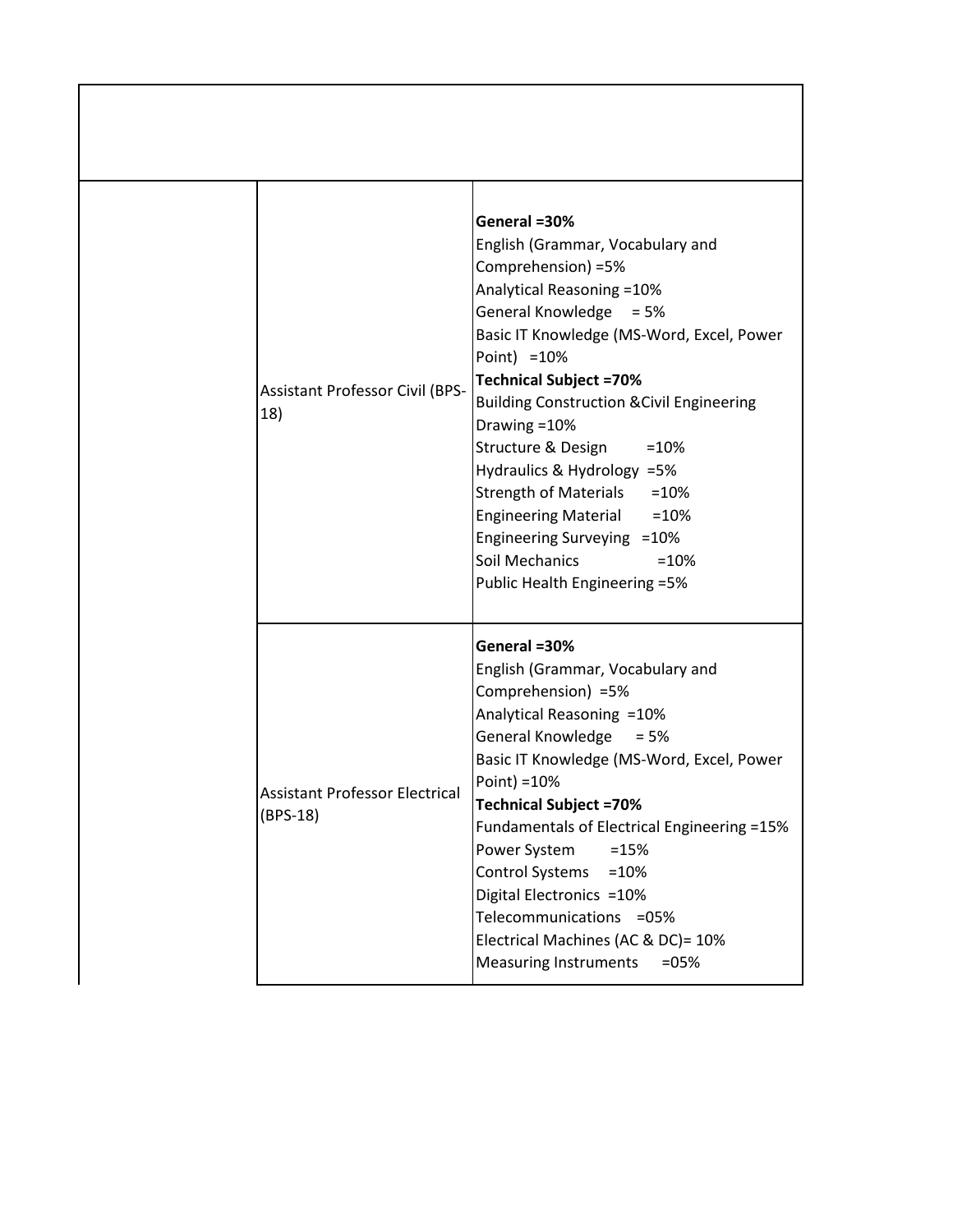| | | |
|---|---|---|
| | Assistant Professor Civil (BPS-18) | **General =30%**<br>English (Grammar, Vocabulary and Comprehension) =5%<br>Analytical Reasoning =10%<br>General Knowledge = 5%<br>Basic IT Knowledge (MS-Word, Excel, Power Point) =10%<br>**Technical Subject =70%**<br>Building Construction &Civil Engineering Drawing =10%<br>Structure & Design =10%<br>Hydraulics & Hydrology =5%<br>Strength of Materials =10%<br>Engineering Material =10%<br>Engineering Surveying =10%<br>Soil Mechanics =10%<br>Public Health Engineering =5% |
| | Assistant Professor Electrical (BPS-18) | **General =30%**<br>English (Grammar, Vocabulary and Comprehension) =5%<br>Analytical Reasoning =10%<br>General Knowledge = 5%<br>Basic IT Knowledge (MS-Word, Excel, Power Point) =10%<br>**Technical Subject =70%**<br>Fundamentals of Electrical Engineering =15%<br>Power System =15%<br>Control Systems =10%<br>Digital Electronics =10%<br>Telecommunications =05%<br>Electrical Machines (AC & DC)= 10%<br>Measuring Instruments =05% |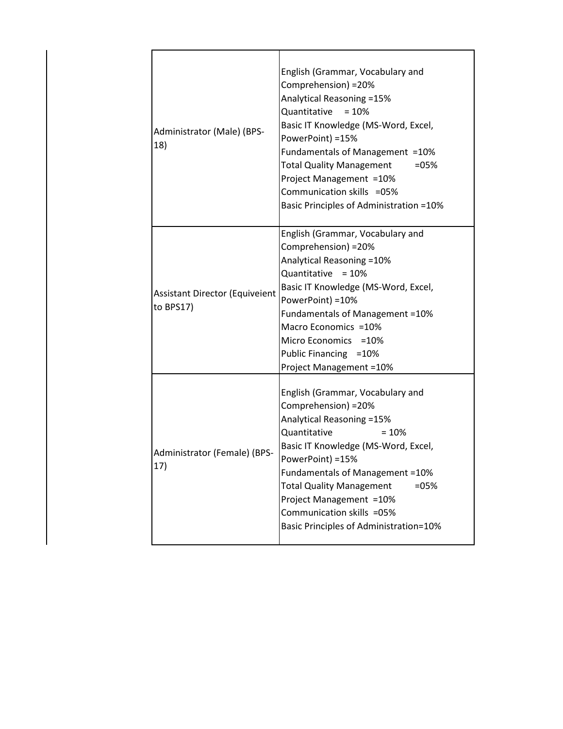| | |
|---|---|
| Administrator (Male) (BPS-18) | English (Grammar, Vocabulary and Comprehension) =20%<br>Analytical Reasoning =15%<br>Quantitative = 10%<br>Basic IT Knowledge (MS-Word, Excel, PowerPoint) =15%<br>Fundamentals of Management =10%<br>Total Quality Management =05%<br>Project Management =10%<br>Communication skills =05%<br>Basic Principles of Administration =10% |
| Assistant Director (Equiveient to BPS17) | English (Grammar, Vocabulary and Comprehension) =20%<br>Analytical Reasoning =10%<br>Quantitative = 10%<br>Basic IT Knowledge (MS-Word, Excel, PowerPoint) =10%<br>Fundamentals of Management =10%<br>Macro Economics =10%<br>Micro Economics =10%<br>Public Financing =10%<br>Project Management =10% |
| Administrator (Female) (BPS-17) | English (Grammar, Vocabulary and Comprehension) =20%<br>Analytical Reasoning =15%<br>Quantitative = 10%<br>Basic IT Knowledge (MS-Word, Excel, PowerPoint) =15%<br>Fundamentals of Management =10%<br>Total Quality Management =05%<br>Project Management =10%<br>Communication skills =05%<br>Basic Principles of Administration=10% |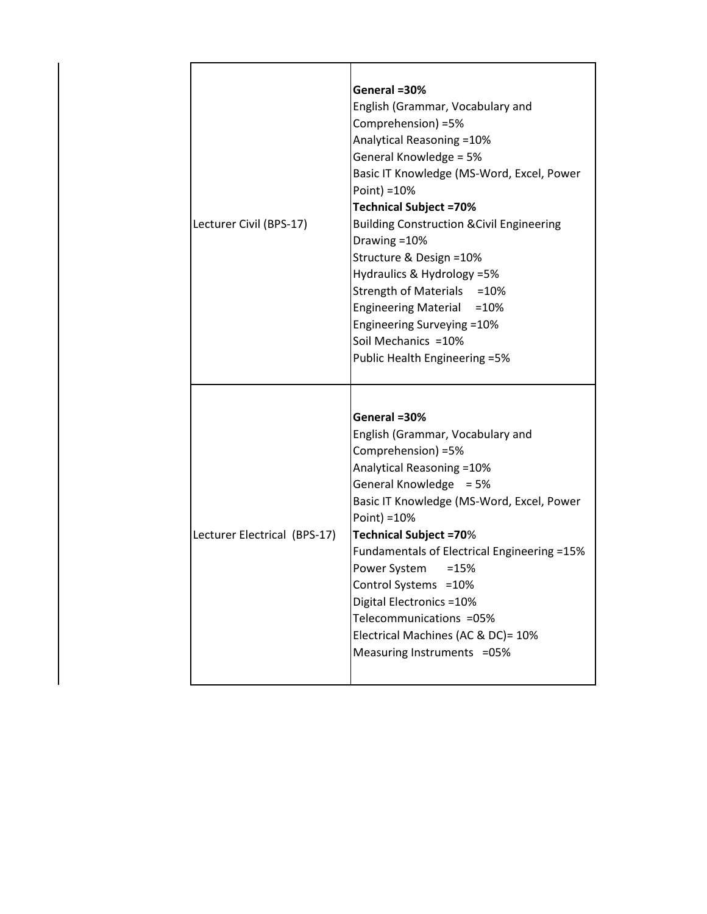| | |
|---|---|
| Lecturer Civil (BPS-17) | **General =30%**<br>English (Grammar, Vocabulary and Comprehension) =5%<br>Analytical Reasoning =10%<br>General Knowledge = 5%<br>Basic IT Knowledge (MS-Word, Excel, Power Point) =10%<br>**Technical Subject =70%**<br>Building Construction &Civil Engineering Drawing =10%<br>Structure & Design =10%<br>Hydraulics & Hydrology =5%<br>Strength of Materials =10%<br>Engineering Material =10%<br>Engineering Surveying =10%<br>Soil Mechanics =10%<br>Public Health Engineering =5% |
| Lecturer Electrical (BPS-17) | **General =30%**<br>English (Grammar, Vocabulary and Comprehension) =5%<br>Analytical Reasoning =10%<br>General Knowledge = 5%<br>Basic IT Knowledge (MS-Word, Excel, Power Point) =10%<br>**Technical Subject =70**%<br>Fundamentals of Electrical Engineering =15%<br>Power System =15%<br>Control Systems =10%<br>Digital Electronics =10%<br>Telecommunications =05%<br>Electrical Machines (AC & DC)= 10%<br>Measuring Instruments =05% |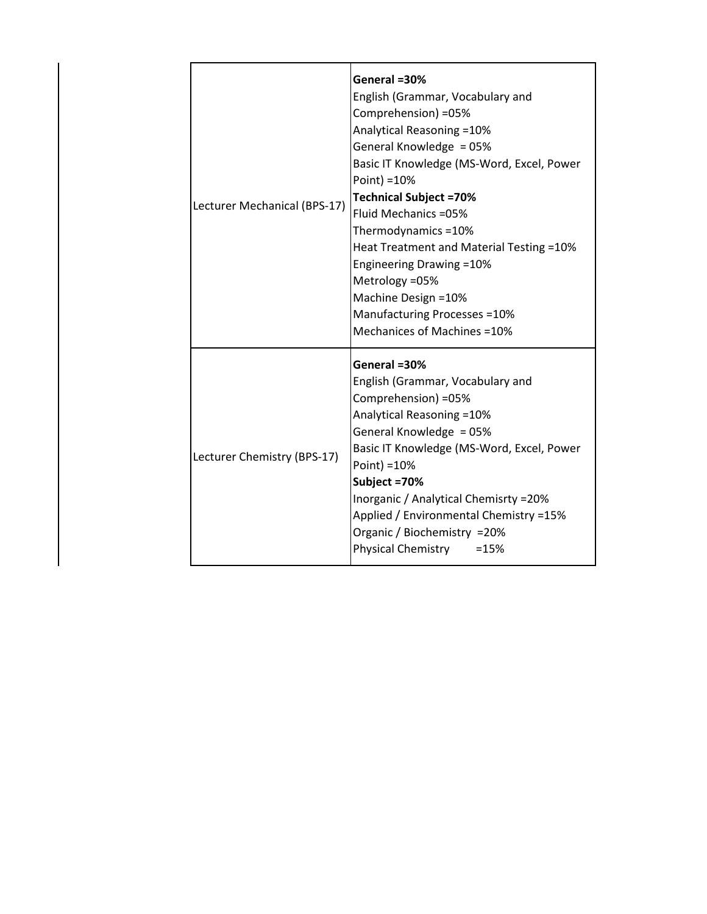| | |
|---|---|
| Lecturer Mechanical (BPS-17) | **General =30%**<br>English (Grammar, Vocabulary and Comprehension) =05%<br>Analytical Reasoning =10%<br>General Knowledge = 05%<br>Basic IT Knowledge (MS-Word, Excel, Power Point) =10%<br>**Technical Subject =70%**<br>Fluid Mechanics =05%<br>Thermodynamics =10%<br>Heat Treatment and Material Testing =10%<br>Engineering Drawing =10%<br>Metrology =05%<br>Machine Design =10%<br>Manufacturing Processes =10%<br>Mechanices of Machines =10% |
| Lecturer Chemistry (BPS-17) | **General =30%**<br>English (Grammar, Vocabulary and Comprehension) =05%<br>Analytical Reasoning =10%<br>General Knowledge = 05%<br>Basic IT Knowledge (MS-Word, Excel, Power Point) =10%<br>**Subject =70%**<br>Inorganic / Analytical Chemisrty =20%<br>Applied / Environmental Chemistry =15%<br>Organic / Biochemistry =20%<br>Physical Chemistry =15% |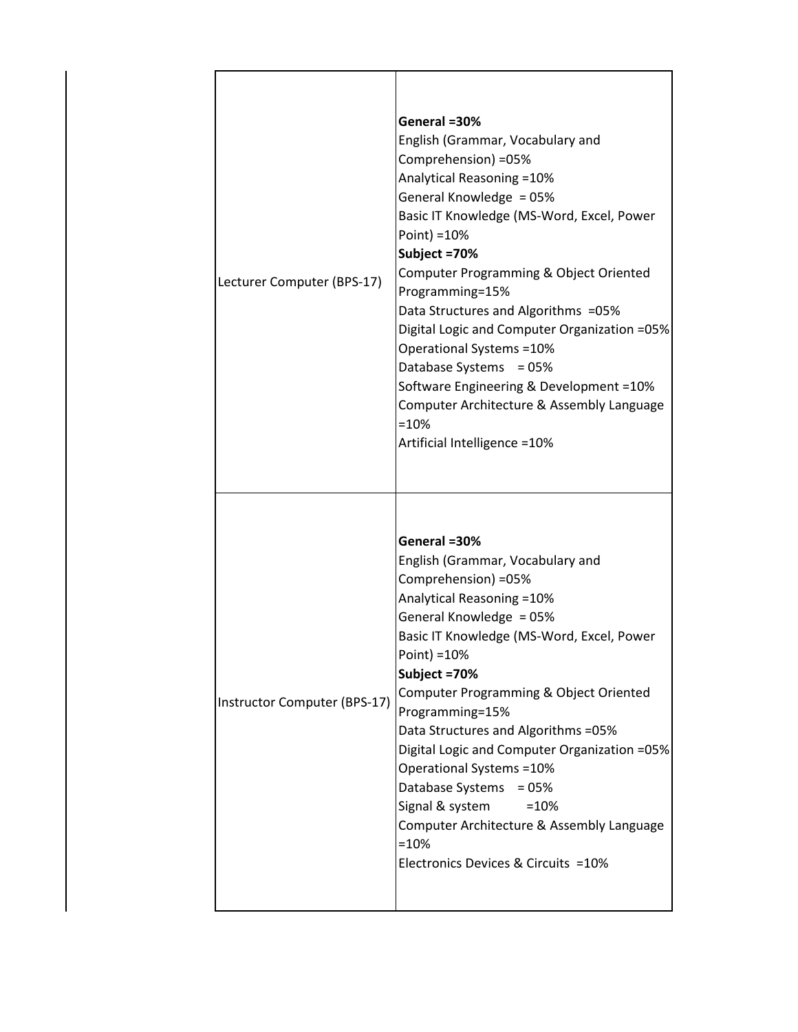| | |
|---|---|
| Lecturer Computer (BPS-17) | **General =30%**<br>English (Grammar, Vocabulary and Comprehension) =05%<br>Analytical Reasoning =10%<br>General Knowledge = 05%<br>Basic IT Knowledge (MS-Word, Excel, Power Point) =10%<br>**Subject =70%**<br>Computer Programming & Object Oriented Programming=15%<br>Data Structures and Algorithms =05%<br>Digital Logic and Computer Organization =05%<br>Operational Systems =10%<br>Database Systems = 05%<br>Software Engineering & Development =10%<br>Computer Architecture & Assembly Language =10%<br>Artificial Intelligence =10% |
| Instructor Computer (BPS-17) | **General =30%**<br>English (Grammar, Vocabulary and Comprehension) =05%<br>Analytical Reasoning =10%<br>General Knowledge = 05%<br>Basic IT Knowledge (MS-Word, Excel, Power Point) =10%<br>**Subject =70%**<br>Computer Programming & Object Oriented Programming=15%<br>Data Structures and Algorithms =05%<br>Digital Logic and Computer Organization =05%<br>Operational Systems =10%<br>Database Systems = 05%<br>Signal & system =10%<br>Computer Architecture & Assembly Language =10%<br>Electronics Devices & Circuits =10% |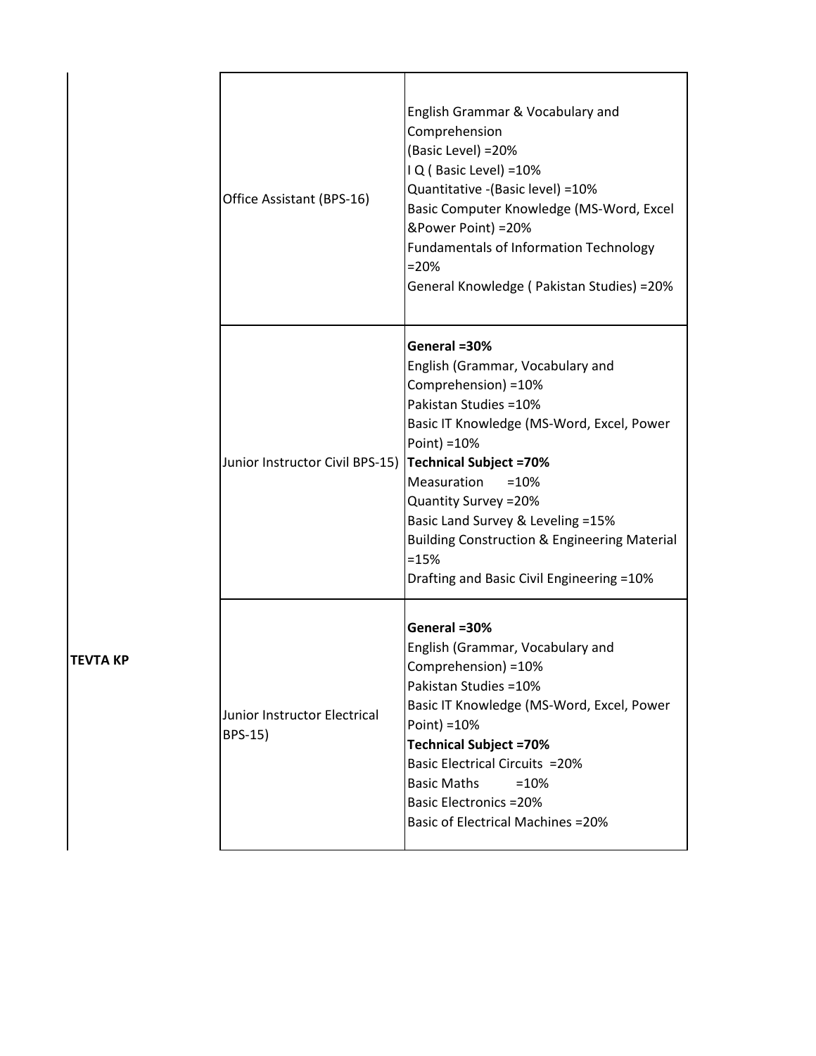| | | |
|---|---|---|
| TEVTA KP | Office Assistant (BPS-16) | English Grammar & Vocabulary and Comprehension<br>(Basic Level) =20%<br>I Q ( Basic Level) =10%<br>Quantitative -(Basic level) =10%<br>Basic Computer Knowledge (MS-Word, Excel &Power Point) =20%<br>Fundamentals of Information Technology =20%<br>General Knowledge ( Pakistan Studies) =20% |
| | Junior Instructor Civil BPS-15) | **General =30%**<br>English (Grammar, Vocabulary and Comprehension) =10%<br>Pakistan Studies =10%<br>Basic IT Knowledge (MS-Word, Excel, Power Point) =10%<br>**Technical Subject =70%**<br>Measuration =10%<br>Quantity Survey =20%<br>Basic Land Survey & Leveling =15%<br>Building Construction & Engineering Material =15%<br>Drafting and Basic Civil Engineering =10% |
| | Junior Instructor Electrical BPS-15) | **General =30%**<br>English (Grammar, Vocabulary and Comprehension) =10%<br>Pakistan Studies =10%<br>Basic IT Knowledge (MS-Word, Excel, Power Point) =10%<br>**Technical Subject =70%**<br>Basic Electrical Circuits =20%<br>Basic Maths =10%<br>Basic Electronics =20%<br>Basic of Electrical Machines =20% |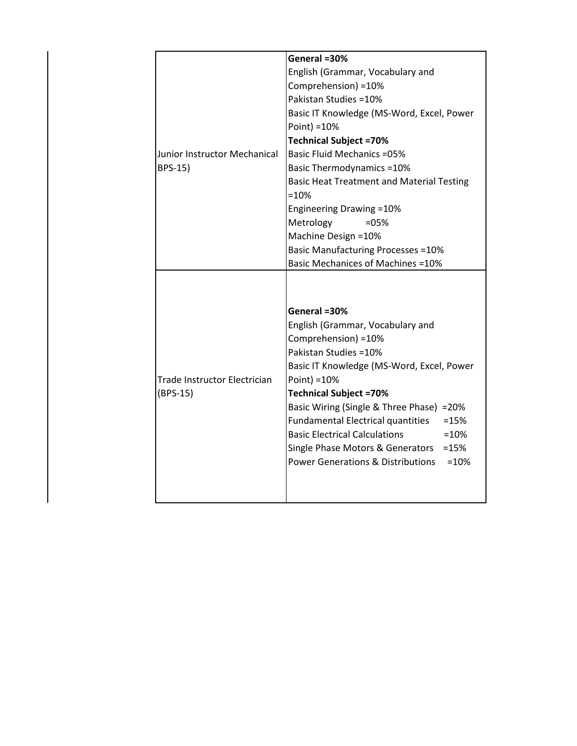| | |
|---|---|
| Junior Instructor Mechanical BPS-15) | **General =30%**<br>English (Grammar, Vocabulary and Comprehension) =10%<br>Pakistan Studies =10%<br>Basic IT Knowledge (MS-Word, Excel, Power Point) =10%<br>**Technical Subject =70%**<br>Basic Fluid Mechanics =05%<br>Basic Thermodynamics =10%<br>Basic Heat Treatment and Material Testing =10%<br>Engineering Drawing =10%<br>Metrology =05%<br>Machine Design =10%<br>Basic Manufacturing Processes =10%<br>Basic Mechanices of Machines =10% |
| Trade Instructor Electrician (BPS-15) | **General =30%**<br>English (Grammar, Vocabulary and Comprehension) =10%<br>Pakistan Studies =10%<br>Basic IT Knowledge (MS-Word, Excel, Power Point) =10%<br>**Technical Subject =70%**<br>Basic Wiring (Single & Three Phase) =20%<br>Fundamental Electrical quantities =15%<br>Basic Electrical Calculations =10%<br>Single Phase Motors & Generators =15%<br>Power Generations & Distributions =10% |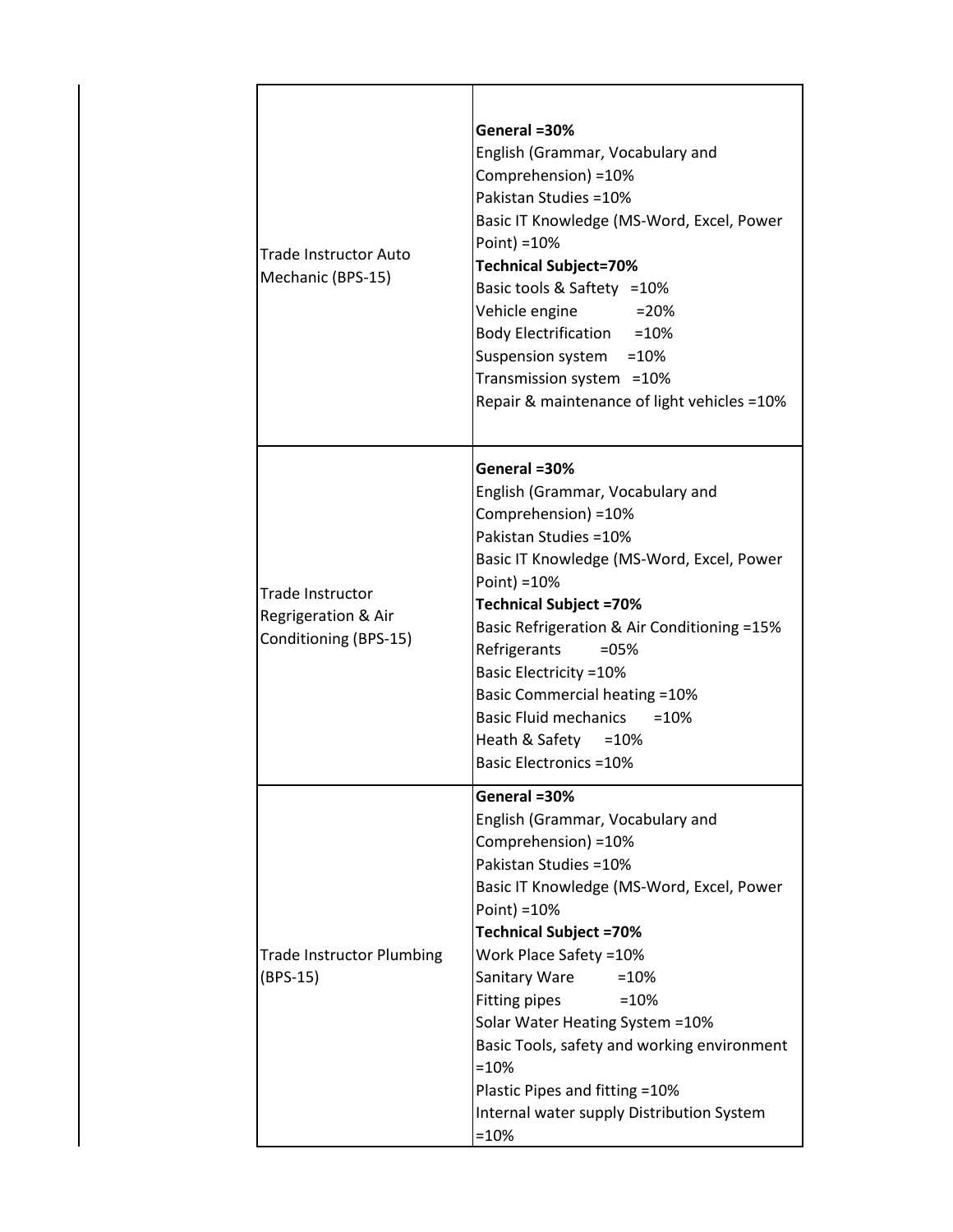| | |
|---|---|
| Trade Instructor Auto Mechanic (BPS-15) | **General =30%**<br>English (Grammar, Vocabulary and Comprehension) =10%<br>Pakistan Studies =10%<br>Basic IT Knowledge (MS-Word, Excel, Power Point) =10%<br>**Technical Subject=70%**<br>Basic tools & Saftety =10%<br>Vehicle engine =20%<br>Body Electrification =10%<br>Suspension system =10%<br>Transmission system =10%<br>Repair & maintenance of light vehicles =10% |
| Trade Instructor Regrigeration & Air Conditioning (BPS-15) | **General =30%**<br>English (Grammar, Vocabulary and Comprehension) =10%<br>Pakistan Studies =10%<br>Basic IT Knowledge (MS-Word, Excel, Power Point) =10%<br>**Technical Subject =70%**<br>Basic Refrigeration & Air Conditioning =15%<br>Refrigerants =05%<br>Basic Electricity =10%<br>Basic Commercial heating =10%<br>Basic Fluid mechanics =10%<br>Heath & Safety =10%<br>Basic Electronics =10% |
| Trade Instructor Plumbing (BPS-15) | **General =30%**<br>English (Grammar, Vocabulary and Comprehension) =10%<br>Pakistan Studies =10%<br>Basic IT Knowledge (MS-Word, Excel, Power Point) =10%<br>**Technical Subject =70%**<br>Work Place Safety =10%<br>Sanitary Ware =10%<br>Fitting pipes =10%<br>Solar Water Heating System =10%<br>Basic Tools, safety and working environment =10%<br>Plastic Pipes and fitting =10%<br>Internal water supply Distribution System =10% |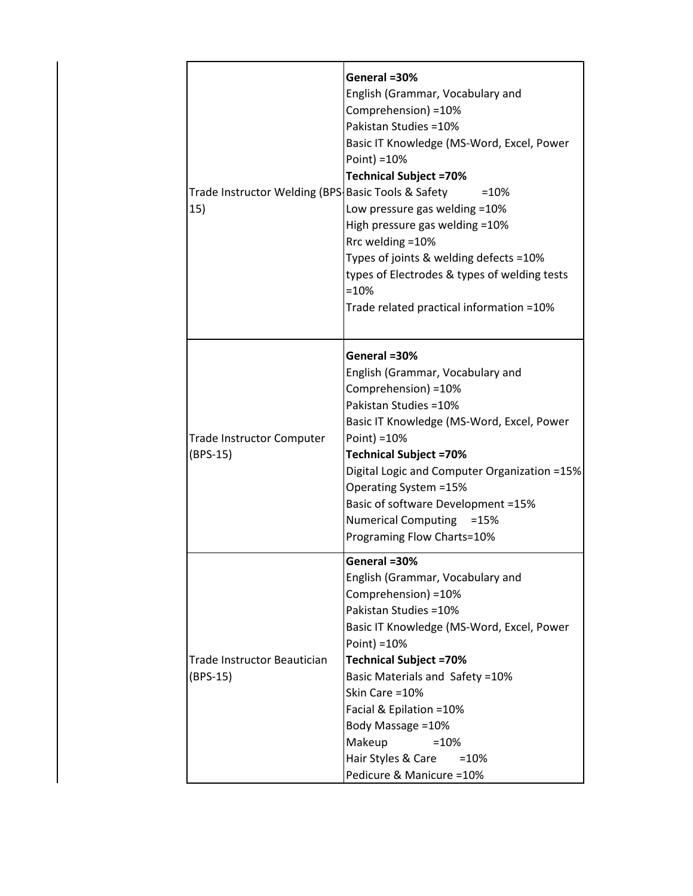| | |
|---|---|
| Trade Instructor Welding (BPS-15) | **General =30%**<br>English (Grammar, Vocabulary and Comprehension) =10%<br>Pakistan Studies =10%<br>Basic IT Knowledge (MS-Word, Excel, Power Point) =10%<br>**Technical Subject =70%**<br>Basic Tools & Safety =10%<br>Low pressure gas welding =10%<br>High pressure gas welding =10%<br>Rrc welding =10%<br>Types of joints & welding defects =10%<br>types of Electrodes & types of welding tests =10%<br>Trade related practical information =10% |
| Trade Instructor Computer (BPS-15) | **General =30%**<br>English (Grammar, Vocabulary and Comprehension) =10%<br>Pakistan Studies =10%<br>Basic IT Knowledge (MS-Word, Excel, Power Point) =10%<br>**Technical Subject =70%**<br>Digital Logic and Computer Organization =15%<br>Operating System =15%<br>Basic of software Development =15%<br>Numerical Computing =15%<br>Programing Flow Charts=10% |
| Trade Instructor Beautician (BPS-15) | **General =30%**<br>English (Grammar, Vocabulary and Comprehension) =10%<br>Pakistan Studies =10%<br>Basic IT Knowledge (MS-Word, Excel, Power Point) =10%<br>**Technical Subject =70%**<br>Basic Materials and Safety =10%<br>Skin Care =10%<br>Facial & Epilation =10%<br>Body Massage =10%<br>Makeup =10%<br>Hair Styles & Care =10%<br>Pedicure & Manicure =10% |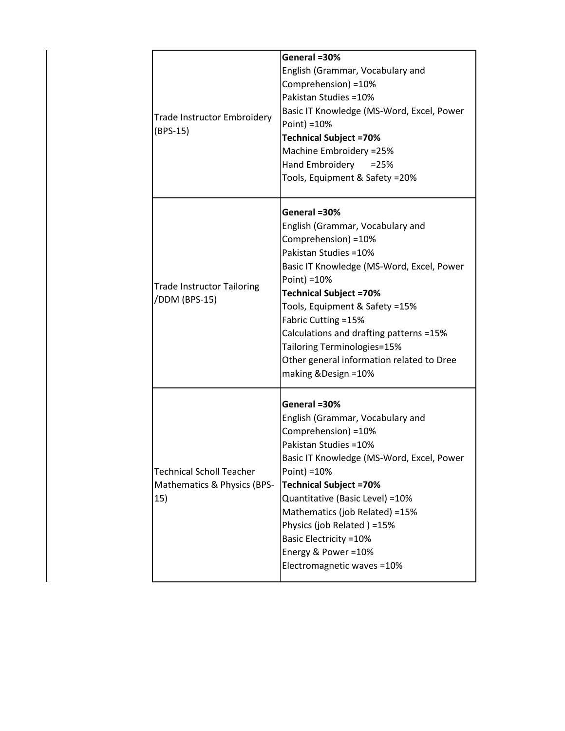| | |
|---|---|
| Trade Instructor Embroidery (BPS-15) | **General =30%**<br>English (Grammar, Vocabulary and Comprehension) =10%<br>Pakistan Studies =10%<br>Basic IT Knowledge (MS-Word, Excel, Power Point) =10%<br>**Technical Subject =70%**<br>Machine Embroidery =25%<br>Hand Embroidery =25%<br>Tools, Equipment & Safety =20% |
| Trade Instructor Tailoring /DDM (BPS-15) | **General =30%**<br>English (Grammar, Vocabulary and Comprehension) =10%<br>Pakistan Studies =10%<br>Basic IT Knowledge (MS-Word, Excel, Power Point) =10%<br>**Technical Subject =70%**<br>Tools, Equipment & Safety =15%<br>Fabric Cutting =15%<br>Calculations and drafting patterns =15%<br>Tailoring Terminologies=15%<br>Other general information related to Dree making &Design =10% |
| Technical Scholl Teacher Mathematics & Physics (BPS-15) | **General =30%**<br>English (Grammar, Vocabulary and Comprehension) =10%<br>Pakistan Studies =10%<br>Basic IT Knowledge (MS-Word, Excel, Power Point) =10%<br>**Technical Subject =70%**<br>Quantitative (Basic Level) =10%<br>Mathematics (job Related) =15%<br>Physics (job Related ) =15%<br>Basic Electricity =10%<br>Energy & Power =10%<br>Electromagnetic waves =10% |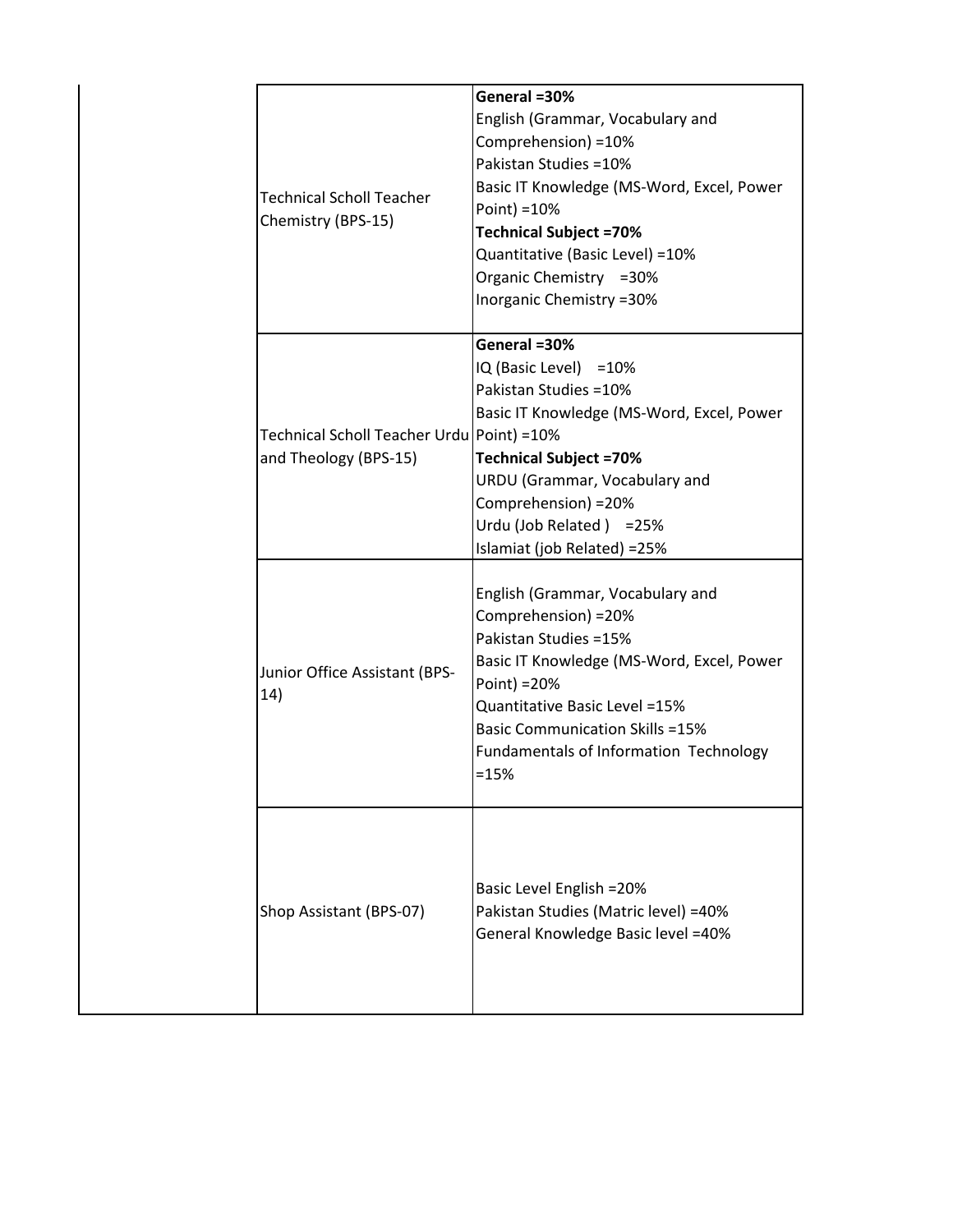| | | |
|---|---|---|
| | Technical Scholl Teacher Chemistry (BPS-15) | **General =30%**<br>English (Grammar, Vocabulary and Comprehension) =10%<br>Pakistan Studies =10%<br>Basic IT Knowledge (MS-Word, Excel, Power Point) =10%<br>**Technical Subject =70%**<br>Quantitative (Basic Level) =10%<br>Organic Chemistry =30%<br>Inorganic Chemistry =30% |
| | Technical Scholl Teacher Urdu and Theology (BPS-15) | **General =30%**<br>IQ (Basic Level) =10%<br>Pakistan Studies =10%<br>Basic IT Knowledge (MS-Word, Excel, Power Point) =10%<br>**Technical Subject =70%**<br>URDU (Grammar, Vocabulary and Comprehension) =20%<br>Urdu (Job Related ) =25%<br>Islamiat (job Related) =25% |
| | Junior Office Assistant (BPS-14) | English (Grammar, Vocabulary and Comprehension) =20%<br>Pakistan Studies =15%<br>Basic IT Knowledge (MS-Word, Excel, Power Point) =20%<br>Quantitative Basic Level =15%<br>Basic Communication Skills =15%<br>Fundamentals of Information Technology =15% |
| | Shop Assistant (BPS-07) | Basic Level English =20%<br>Pakistan Studies (Matric level) =40%<br>General Knowledge Basic level =40% |